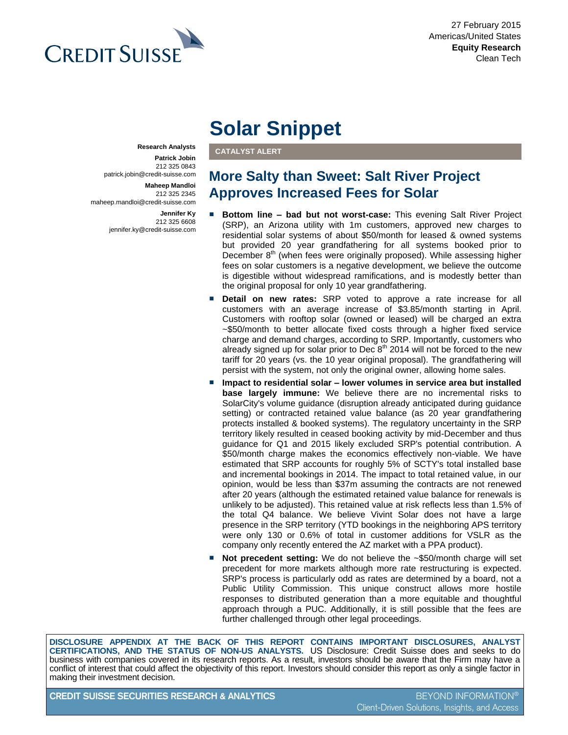27 February 2015
Americas/United States
**Equity Research**
Clean Tech

# Solar Snippet

**Research Analysts**

**Patrick Jobin**
212 325 0843
patrick.jobin@credit-suisse.com

**Maheep Mandloi**
212 325 2345
maheep.mandloi@credit-suisse.com

**Jennifer Ky**
212 325 6608
jennifer.ky@credit-suisse.com

**CATALYST ALERT**

## More Salty than Sweet: Salt River Project Approves Increased Fees for Solar

- **Bottom line – bad but not worst-case:** This evening Salt River Project (SRP), an Arizona utility with 1m customers, approved new charges to residential solar systems of about $50/month for leased & owned systems but provided 20 year grandfathering for all systems booked prior to December 8th (when fees were originally proposed). While assessing higher fees on solar customers is a negative development, we believe the outcome is digestible without widespread ramifications, and is modestly better than the original proposal for only 10 year grandfathering.
- **Detail on new rates:** SRP voted to approve a rate increase for all customers with an average increase of $3.85/month starting in April. Customers with rooftop solar (owned or leased) will be charged an extra ~$50/month to better allocate fixed costs through a higher fixed service charge and demand charges, according to SRP. Importantly, customers who already signed up for solar prior to Dec 8th 2014 will not be forced to the new tariff for 20 years (vs. the 10 year original proposal). The grandfathering will persist with the system, not only the original owner, allowing home sales.
- **Impact to residential solar – lower volumes in service area but installed base largely immune:** We believe there are no incremental risks to SolarCity's volume guidance (disruption already anticipated during guidance setting) or contracted retained value balance (as 20 year grandfathering protects installed & booked systems). The regulatory uncertainty in the SRP territory likely resulted in ceased booking activity by mid-December and thus guidance for Q1 and 2015 likely excluded SRP's potential contribution. A $50/month charge makes the economics effectively non-viable. We have estimated that SRP accounts for roughly 5% of SCTY's total installed base and incremental bookings in 2014. The impact to total retained value, in our opinion, would be less than $37m assuming the contracts are not renewed after 20 years (although the estimated retained value balance for renewals is unlikely to be adjusted). This retained value at risk reflects less than 1.5% of the total Q4 balance. We believe Vivint Solar does not have a large presence in the SRP territory (YTD bookings in the neighboring APS territory were only 130 or 0.6% of total in customer additions for VSLR as the company only recently entered the AZ market with a PPA product).
- **Not precedent setting:** We do not believe the ~$50/month charge will set precedent for more markets although more rate restructuring is expected. SRP's process is particularly odd as rates are determined by a board, not a Public Utility Commission. This unique construct allows more hostile responses to distributed generation than a more equitable and thoughtful approach through a PUC. Additionally, it is still possible that the fees are further challenged through other legal proceedings.

**DISCLOSURE APPENDIX AT THE BACK OF THIS REPORT CONTAINS IMPORTANT DISCLOSURES, ANALYST CERTIFICATIONS, AND THE STATUS OF NON-US ANALYSTS.** US Disclosure: Credit Suisse does and seeks to do business with companies covered in its research reports. As a result, investors should be aware that the Firm may have a conflict of interest that could affect the objectivity of this report. Investors should consider this report as only a single factor in making their investment decision.

**CREDIT SUISSE SECURITIES RESEARCH & ANALYTICS** BEYOND INFORMATION®
Client-Driven Solutions, Insights, and Access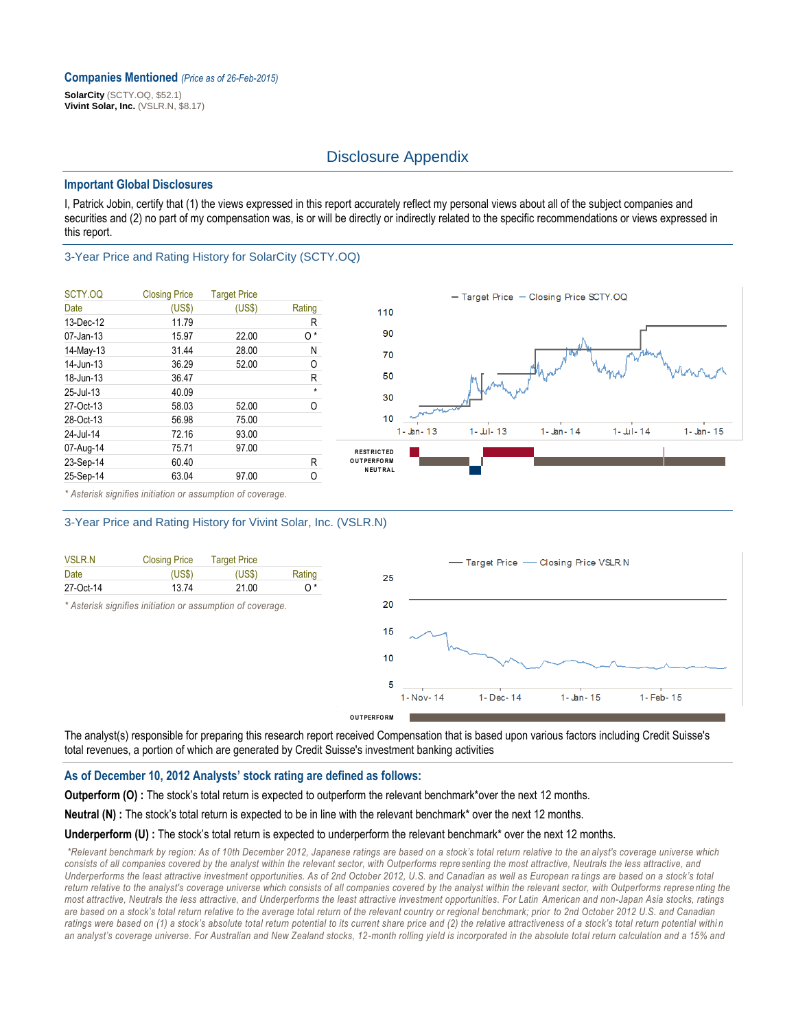**Companies Mentioned** *(Price as of 26-Feb-2015)*

**SolarCity** (SCTY.OQ, $52.1)
**Vivint Solar, Inc.** (VSLR.N, $8.17)

# Disclosure Appendix

## Important Global Disclosures

I, Patrick Jobin, certify that (1) the views expressed in this report accurately reflect my personal views about all of the subject companies and securities and (2) no part of my compensation was, is or will be directly or indirectly related to the specific recommendations or views expressed in this report.

### 3-Year Price and Rating History for SolarCity (SCTY.OQ)

| SCTY.OQ Date | Closing Price (US$) | Target Price (US$) | Rating |
|---|---|---|---|
| 13-Dec-12 | 11.79 | | R |
| 07-Jan-13 | 15.97 | 22.00 | O * |
| 14-May-13 | 31.44 | 28.00 | N |
| 14-Jun-13 | 36.29 | 52.00 | O |
| 18-Jun-13 | 36.47 | | R |
| 25-Jul-13 | 40.09 | | * |
| 27-Oct-13 | 58.03 | 52.00 | O |
| 28-Oct-13 | 56.98 | 75.00 | |
| 24-Jul-14 | 72.16 | 93.00 | |
| 07-Aug-14 | 75.71 | 97.00 | |
| 23-Sep-14 | 60.40 | | R |
| 25-Sep-14 | 63.04 | 97.00 | O |

*\* Asterisk signifies initiation or assumption of coverage.*

### 3-Year Price and Rating History for Vivint Solar, Inc. (VSLR.N)

| VSLR.N Date | Closing Price (US$) | Target Price (US$) | Rating |
|---|---|---|---|
| 27-Oct-14 | 13.74 | 21.00 | O * |

*\* Asterisk signifies initiation or assumption of coverage.*

The analyst(s) responsible for preparing this research report received Compensation that is based upon various factors including Credit Suisse's total revenues, a portion of which are generated by Credit Suisse's investment banking activities

## As of December 10, 2012 Analysts' stock rating are defined as follows:

**Outperform (O) :** The stock's total return is expected to outperform the relevant benchmark*over the next 12 months.

**Neutral (N) :** The stock's total return is expected to be in line with the relevant benchmark* over the next 12 months.

**Underperform (U) :** The stock's total return is expected to underperform the relevant benchmark* over the next 12 months.

*\*Relevant benchmark by region: As of 10th December 2012, Japanese ratings are based on a stock's total return relative to the analyst's coverage universe which consists of all companies covered by the analyst within the relevant sector, with Outperforms representing the most attractive, Neutrals the less attractive, and Underperforms the least attractive investment opportunities. As of 2nd October 2012, U.S. and Canadian as well as European ratings are based on a stock's total return relative to the analyst's coverage universe which consists of all companies covered by the analyst within the relevant sector, with Outperforms representing the most attractive, Neutrals the less attractive, and Underperforms the least attractive investment opportunities. For Latin American and non-Japan Asia stocks, ratings are based on a stock's total return relative to the average total return of the relevant country or regional benchmark; prior to 2nd October 2012 U.S. and Canadian ratings were based on (1) a stock's absolute total return potential to its current share price and (2) the relative attractiveness of a stock's total return potential within an analyst's coverage universe. For Australian and New Zealand stocks, 12-month rolling yield is incorporated in the absolute total return calculation and a 15% and*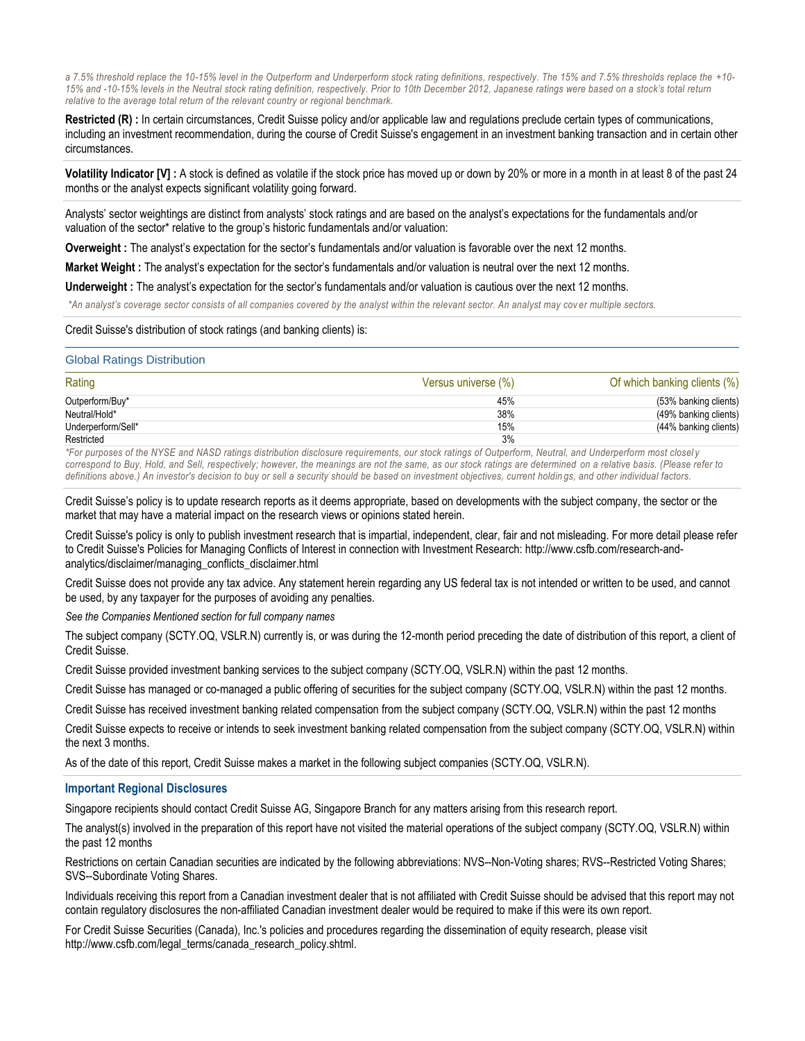*a 7.5% threshold replace the 10-15% level in the Outperform and Underperform stock rating definitions, respectively. The 15% and 7.5% thresholds replace the +10-15% and -10-15% levels in the Neutral stock rating definition, respectively. Prior to 10th December 2012, Japanese ratings were based on a stock's total return relative to the average total return of the relevant country or regional benchmark.*

**Restricted (R) :** In certain circumstances, Credit Suisse policy and/or applicable law and regulations preclude certain types of communications, including an investment recommendation, during the course of Credit Suisse's engagement in an investment banking transaction and in certain other circumstances.

**Volatility Indicator [V] :** A stock is defined as volatile if the stock price has moved up or down by 20% or more in a month in at least 8 of the past 24 months or the analyst expects significant volatility going forward.

Analysts' sector weightings are distinct from analysts' stock ratings and are based on the analyst's expectations for the fundamentals and/or valuation of the sector* relative to the group's historic fundamentals and/or valuation:

**Overweight :** The analyst's expectation for the sector's fundamentals and/or valuation is favorable over the next 12 months.

**Market Weight :** The analyst's expectation for the sector's fundamentals and/or valuation is neutral over the next 12 months.

**Underweight :** The analyst's expectation for the sector's fundamentals and/or valuation is cautious over the next 12 months.

*\*An analyst's coverage sector consists of all companies covered by the analyst within the relevant sector. An analyst may cover multiple sectors.*

Credit Suisse's distribution of stock ratings (and banking clients) is:

## Global Ratings Distribution

| Rating | Versus universe (%) | Of which banking clients (%) |
|---|---|---|
| Outperform/Buy* | 45% | (53% banking clients) |
| Neutral/Hold* | 38% | (49% banking clients) |
| Underperform/Sell* | 15% | (44% banking clients) |
| Restricted | 3% | |

*\*For purposes of the NYSE and NASD ratings distribution disclosure requirements, our stock ratings of Outperform, Neutral, and Underperform most closely correspond to Buy, Hold, and Sell, respectively; however, the meanings are not the same, as our stock ratings are determined on a relative basis. (Please refer to definitions above.) An investor's decision to buy or sell a security should be based on investment objectives, current holdings, and other individual factors.*

Credit Suisse's policy is to update research reports as it deems appropriate, based on developments with the subject company, the sector or the market that may have a material impact on the research views or opinions stated herein.

Credit Suisse's policy is only to publish investment research that is impartial, independent, clear, fair and not misleading. For more detail please refer to Credit Suisse's Policies for Managing Conflicts of Interest in connection with Investment Research: http://www.csfb.com/research-and-analytics/disclaimer/managing_conflicts_disclaimer.html

Credit Suisse does not provide any tax advice. Any statement herein regarding any US federal tax is not intended or written to be used, and cannot be used, by any taxpayer for the purposes of avoiding any penalties.

*See the Companies Mentioned section for full company names*

The subject company (SCTY.OQ, VSLR.N) currently is, or was during the 12-month period preceding the date of distribution of this report, a client of Credit Suisse.

Credit Suisse provided investment banking services to the subject company (SCTY.OQ, VSLR.N) within the past 12 months.

Credit Suisse has managed or co-managed a public offering of securities for the subject company (SCTY.OQ, VSLR.N) within the past 12 months.

Credit Suisse has received investment banking related compensation from the subject company (SCTY.OQ, VSLR.N) within the past 12 months

Credit Suisse expects to receive or intends to seek investment banking related compensation from the subject company (SCTY.OQ, VSLR.N) within the next 3 months.

As of the date of this report, Credit Suisse makes a market in the following subject companies (SCTY.OQ, VSLR.N).

### Important Regional Disclosures

Singapore recipients should contact Credit Suisse AG, Singapore Branch for any matters arising from this research report.

The analyst(s) involved in the preparation of this report have not visited the material operations of the subject company (SCTY.OQ, VSLR.N) within the past 12 months

Restrictions on certain Canadian securities are indicated by the following abbreviations: NVS--Non-Voting shares; RVS--Restricted Voting Shares; SVS--Subordinate Voting Shares.

Individuals receiving this report from a Canadian investment dealer that is not affiliated with Credit Suisse should be advised that this report may not contain regulatory disclosures the non-affiliated Canadian investment dealer would be required to make if this were its own report.

For Credit Suisse Securities (Canada), Inc.'s policies and procedures regarding the dissemination of equity research, please visit http://www.csfb.com/legal_terms/canada_research_policy.shtml.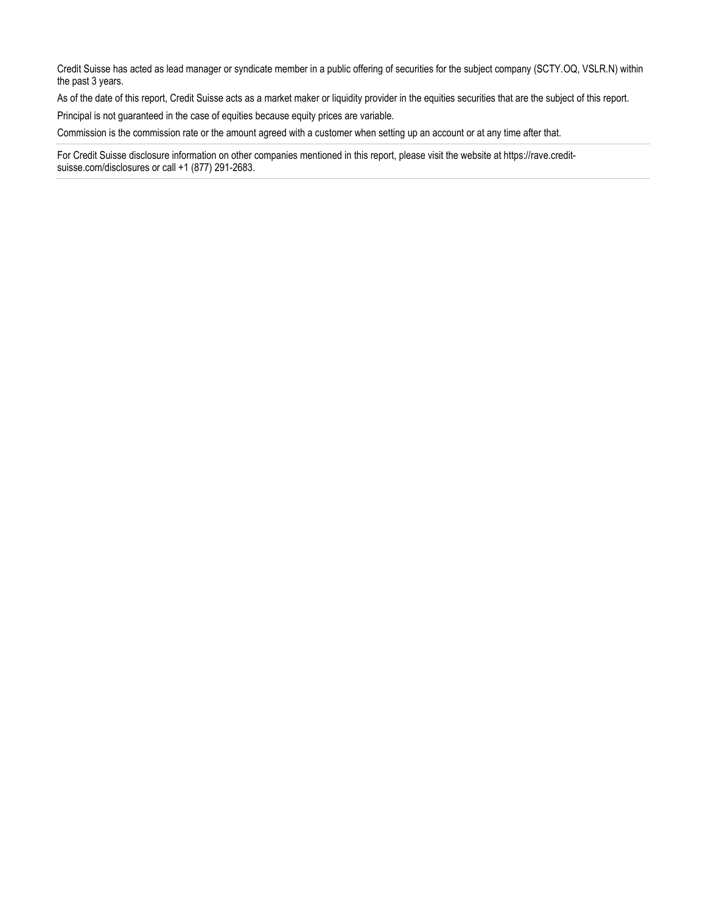Credit Suisse has acted as lead manager or syndicate member in a public offering of securities for the subject company (SCTY.OQ, VSLR.N) within the past 3 years.

As of the date of this report, Credit Suisse acts as a market maker or liquidity provider in the equities securities that are the subject of this report.

Principal is not guaranteed in the case of equities because equity prices are variable.

Commission is the commission rate or the amount agreed with a customer when setting up an account or at any time after that.

For Credit Suisse disclosure information on other companies mentioned in this report, please visit the website at https://rave.credit-suisse.com/disclosures or call +1 (877) 291-2683.